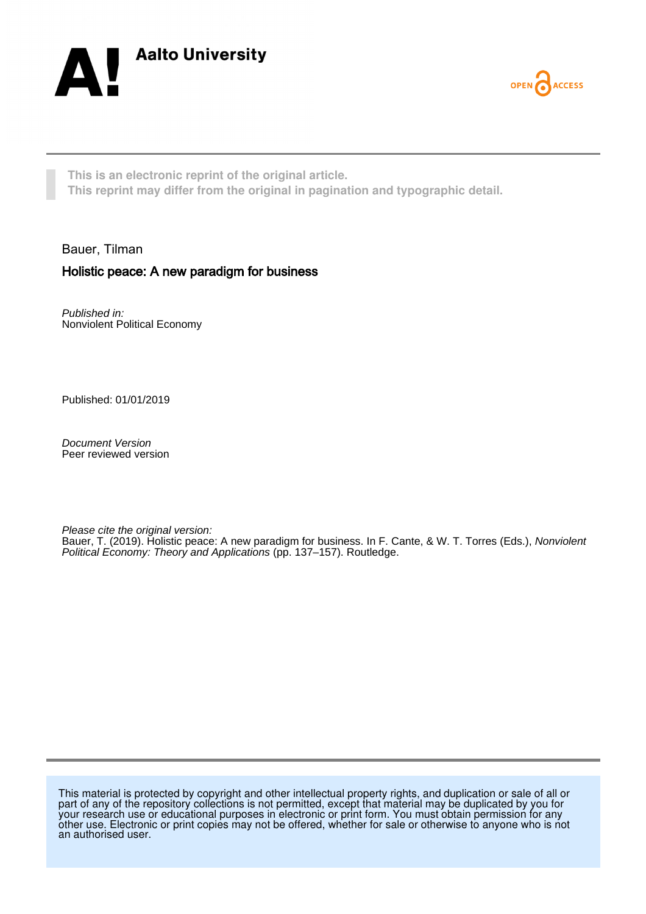Aalto University

OPEN ACCESS

**This is an electronic reprint of the original article.**
**This reprint may differ from the original in pagination and typographic detail.**

Bauer, Tilman

## Holistic peace: A new paradigm for business

*Published in:*
Nonviolent Political Economy

Published: 01/01/2019

*Document Version*
Peer reviewed version

*Please cite the original version:*
Bauer, T. (2019). Holistic peace: A new paradigm for business. In F. Cante, & W. T. Torres (Eds.), *Nonviolent Political Economy: Theory and Applications* (pp. 137–157). Routledge.

This material is protected by copyright and other intellectual property rights, and duplication or sale of all or part of any of the repository collections is not permitted, except that material may be duplicated by you for your research use or educational purposes in electronic or print form. You must obtain permission for any other use. Electronic or print copies may not be offered, whether for sale or otherwise to anyone who is not an authorised user.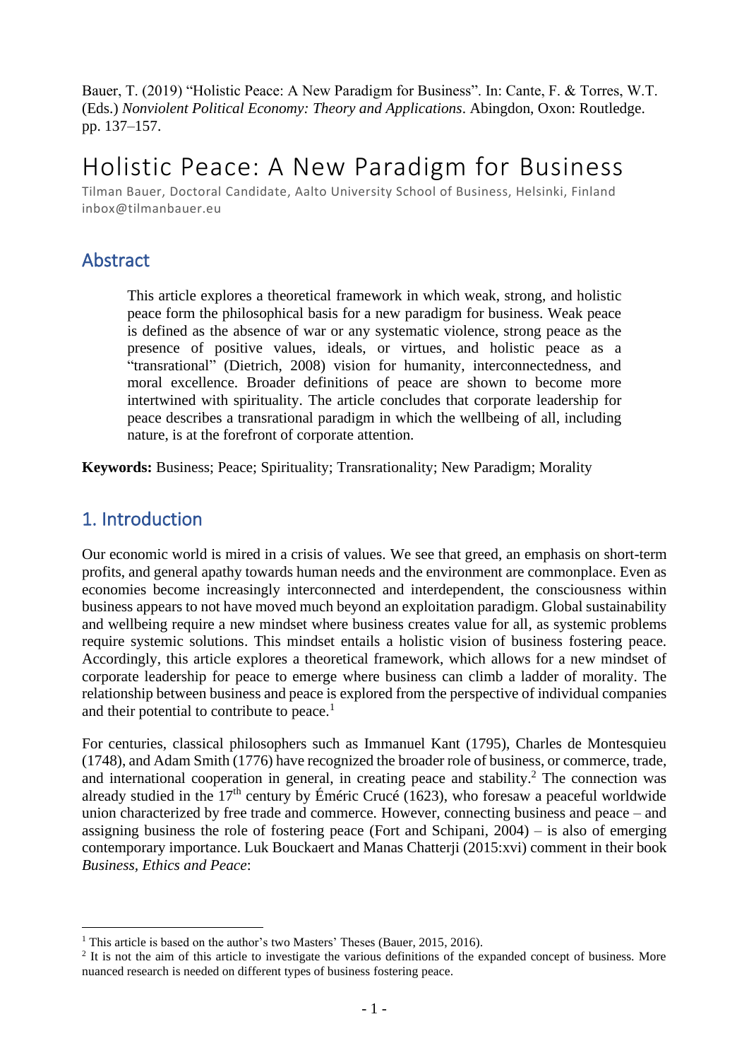Bauer, T. (2019) "Holistic Peace: A New Paradigm for Business". In: Cante, F. & Torres, W.T. (Eds.) *Nonviolent Political Economy: Theory and Applications*. Abingdon, Oxon: Routledge. pp. 137–157.

# Holistic Peace: A New Paradigm for Business

Tilman Bauer, Doctoral Candidate, Aalto University School of Business, Helsinki, Finland
inbox@tilmanbauer.eu

## Abstract

> This article explores a theoretical framework in which weak, strong, and holistic peace form the philosophical basis for a new paradigm for business. Weak peace is defined as the absence of war or any systematic violence, strong peace as the presence of positive values, ideals, or virtues, and holistic peace as a "transrational" (Dietrich, 2008) vision for humanity, interconnectedness, and moral excellence. Broader definitions of peace are shown to become more intertwined with spirituality. The article concludes that corporate leadership for peace describes a transrational paradigm in which the wellbeing of all, including nature, is at the forefront of corporate attention.

**Keywords:** Business; Peace; Spirituality; Transrationality; New Paradigm; Morality

## 1. Introduction

Our economic world is mired in a crisis of values. We see that greed, an emphasis on short-term profits, and general apathy towards human needs and the environment are commonplace. Even as economies become increasingly interconnected and interdependent, the consciousness within business appears to not have moved much beyond an exploitation paradigm. Global sustainability and wellbeing require a new mindset where business creates value for all, as systemic problems require systemic solutions. This mindset entails a holistic vision of business fostering peace. Accordingly, this article explores a theoretical framework, which allows for a new mindset of corporate leadership for peace to emerge where business can climb a ladder of morality. The relationship between business and peace is explored from the perspective of individual companies and their potential to contribute to peace.[1]

For centuries, classical philosophers such as Immanuel Kant (1795), Charles de Montesquieu (1748), and Adam Smith (1776) have recognized the broader role of business, or commerce, trade, and international cooperation in general, in creating peace and stability.[2] The connection was already studied in the 17th century by Éméric Crucé (1623), who foresaw a peaceful worldwide union characterized by free trade and commerce. However, connecting business and peace – and assigning business the role of fostering peace (Fort and Schipani, 2004) – is also of emerging contemporary importance. Luk Bouckaert and Manas Chatterji (2015:xvi) comment in their book *Business, Ethics and Peace*:

[1] This article is based on the author's two Masters' Theses (Bauer, 2015, 2016).

[2] It is not the aim of this article to investigate the various definitions of the expanded concept of business. More nuanced research is needed on different types of business fostering peace.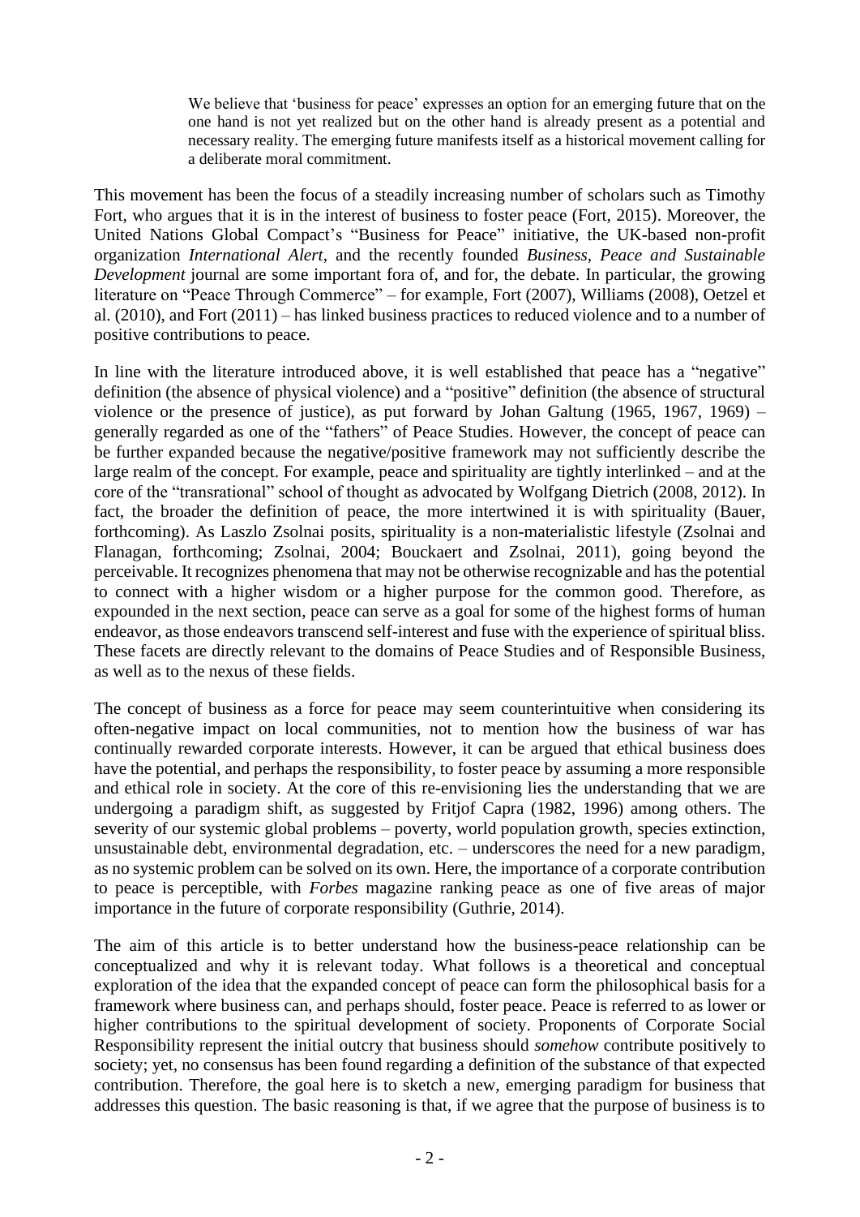> We believe that 'business for peace' expresses an option for an emerging future that on the one hand is not yet realized but on the other hand is already present as a potential and necessary reality. The emerging future manifests itself as a historical movement calling for a deliberate moral commitment.

This movement has been the focus of a steadily increasing number of scholars such as Timothy Fort, who argues that it is in the interest of business to foster peace (Fort, 2015). Moreover, the United Nations Global Compact's "Business for Peace" initiative, the UK-based non-profit organization *International Alert*, and the recently founded *Business, Peace and Sustainable Development* journal are some important fora of, and for, the debate. In particular, the growing literature on "Peace Through Commerce" – for example, Fort (2007), Williams (2008), Oetzel et al. (2010), and Fort (2011) – has linked business practices to reduced violence and to a number of positive contributions to peace.

In line with the literature introduced above, it is well established that peace has a "negative" definition (the absence of physical violence) and a "positive" definition (the absence of structural violence or the presence of justice), as put forward by Johan Galtung (1965, 1967, 1969) – generally regarded as one of the "fathers" of Peace Studies. However, the concept of peace can be further expanded because the negative/positive framework may not sufficiently describe the large realm of the concept. For example, peace and spirituality are tightly interlinked – and at the core of the "transrational" school of thought as advocated by Wolfgang Dietrich (2008, 2012). In fact, the broader the definition of peace, the more intertwined it is with spirituality (Bauer, forthcoming). As Laszlo Zsolnai posits, spirituality is a non-materialistic lifestyle (Zsolnai and Flanagan, forthcoming; Zsolnai, 2004; Bouckaert and Zsolnai, 2011), going beyond the perceivable. It recognizes phenomena that may not be otherwise recognizable and has the potential to connect with a higher wisdom or a higher purpose for the common good. Therefore, as expounded in the next section, peace can serve as a goal for some of the highest forms of human endeavor, as those endeavors transcend self-interest and fuse with the experience of spiritual bliss. These facets are directly relevant to the domains of Peace Studies and of Responsible Business, as well as to the nexus of these fields.

The concept of business as a force for peace may seem counterintuitive when considering its often-negative impact on local communities, not to mention how the business of war has continually rewarded corporate interests. However, it can be argued that ethical business does have the potential, and perhaps the responsibility, to foster peace by assuming a more responsible and ethical role in society. At the core of this re-envisioning lies the understanding that we are undergoing a paradigm shift, as suggested by Fritjof Capra (1982, 1996) among others. The severity of our systemic global problems – poverty, world population growth, species extinction, unsustainable debt, environmental degradation, etc. – underscores the need for a new paradigm, as no systemic problem can be solved on its own. Here, the importance of a corporate contribution to peace is perceptible, with *Forbes* magazine ranking peace as one of five areas of major importance in the future of corporate responsibility (Guthrie, 2014).

The aim of this article is to better understand how the business-peace relationship can be conceptualized and why it is relevant today. What follows is a theoretical and conceptual exploration of the idea that the expanded concept of peace can form the philosophical basis for a framework where business can, and perhaps should, foster peace. Peace is referred to as lower or higher contributions to the spiritual development of society. Proponents of Corporate Social Responsibility represent the initial outcry that business should *somehow* contribute positively to society; yet, no consensus has been found regarding a definition of the substance of that expected contribution. Therefore, the goal here is to sketch a new, emerging paradigm for business that addresses this question. The basic reasoning is that, if we agree that the purpose of business is to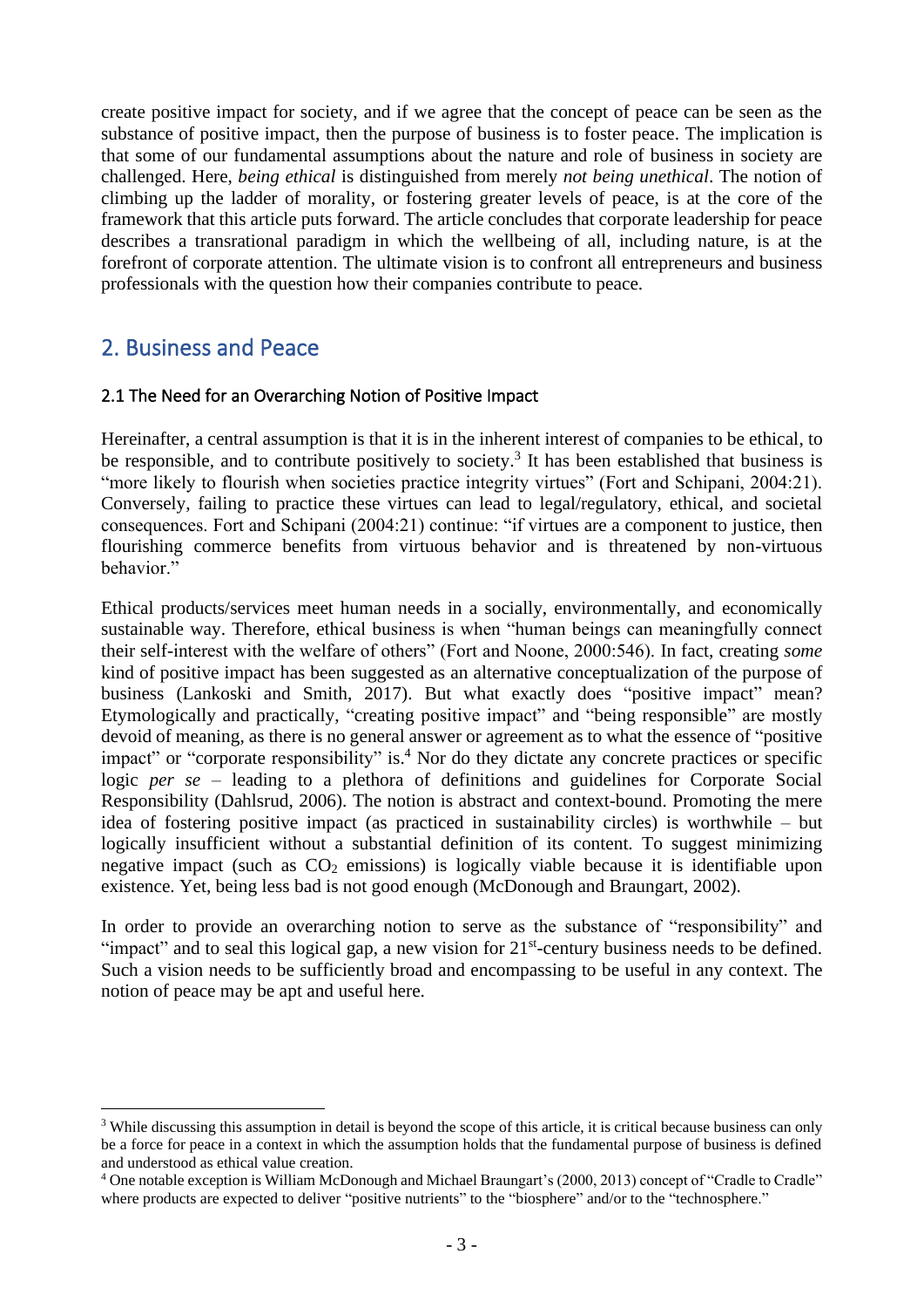create positive impact for society, and if we agree that the concept of peace can be seen as the substance of positive impact, then the purpose of business is to foster peace. The implication is that some of our fundamental assumptions about the nature and role of business in society are challenged. Here, *being ethical* is distinguished from merely *not being unethical*. The notion of climbing up the ladder of morality, or fostering greater levels of peace, is at the core of the framework that this article puts forward. The article concludes that corporate leadership for peace describes a transrational paradigm in which the wellbeing of all, including nature, is at the forefront of corporate attention. The ultimate vision is to confront all entrepreneurs and business professionals with the question how their companies contribute to peace.

## 2. Business and Peace

### 2.1 The Need for an Overarching Notion of Positive Impact

Hereinafter, a central assumption is that it is in the inherent interest of companies to be ethical, to be responsible, and to contribute positively to society.[3] It has been established that business is "more likely to flourish when societies practice integrity virtues" (Fort and Schipani, 2004:21). Conversely, failing to practice these virtues can lead to legal/regulatory, ethical, and societal consequences. Fort and Schipani (2004:21) continue: "if virtues are a component to justice, then flourishing commerce benefits from virtuous behavior and is threatened by non-virtuous behavior."

Ethical products/services meet human needs in a socially, environmentally, and economically sustainable way. Therefore, ethical business is when "human beings can meaningfully connect their self-interest with the welfare of others" (Fort and Noone, 2000:546). In fact, creating *some* kind of positive impact has been suggested as an alternative conceptualization of the purpose of business (Lankoski and Smith, 2017). But what exactly does "positive impact" mean? Etymologically and practically, "creating positive impact" and "being responsible" are mostly devoid of meaning, as there is no general answer or agreement as to what the essence of "positive impact" or "corporate responsibility" is.[4] Nor do they dictate any concrete practices or specific logic *per se* – leading to a plethora of definitions and guidelines for Corporate Social Responsibility (Dahlsrud, 2006). The notion is abstract and context-bound. Promoting the mere idea of fostering positive impact (as practiced in sustainability circles) is worthwhile – but logically insufficient without a substantial definition of its content. To suggest minimizing negative impact (such as $CO_2$ emissions) is logically viable because it is identifiable upon existence. Yet, being less bad is not good enough (McDonough and Braungart, 2002).

In order to provide an overarching notion to serve as the substance of "responsibility" and "impact" and to seal this logical gap, a new vision for 21st-century business needs to be defined. Such a vision needs to be sufficiently broad and encompassing to be useful in any context. The notion of peace may be apt and useful here.

---

[3] While discussing this assumption in detail is beyond the scope of this article, it is critical because business can only be a force for peace in a context in which the assumption holds that the fundamental purpose of business is defined and understood as ethical value creation.

[4] One notable exception is William McDonough and Michael Braungart's (2000, 2013) concept of "Cradle to Cradle" where products are expected to deliver "positive nutrients" to the "biosphere" and/or to the "technosphere."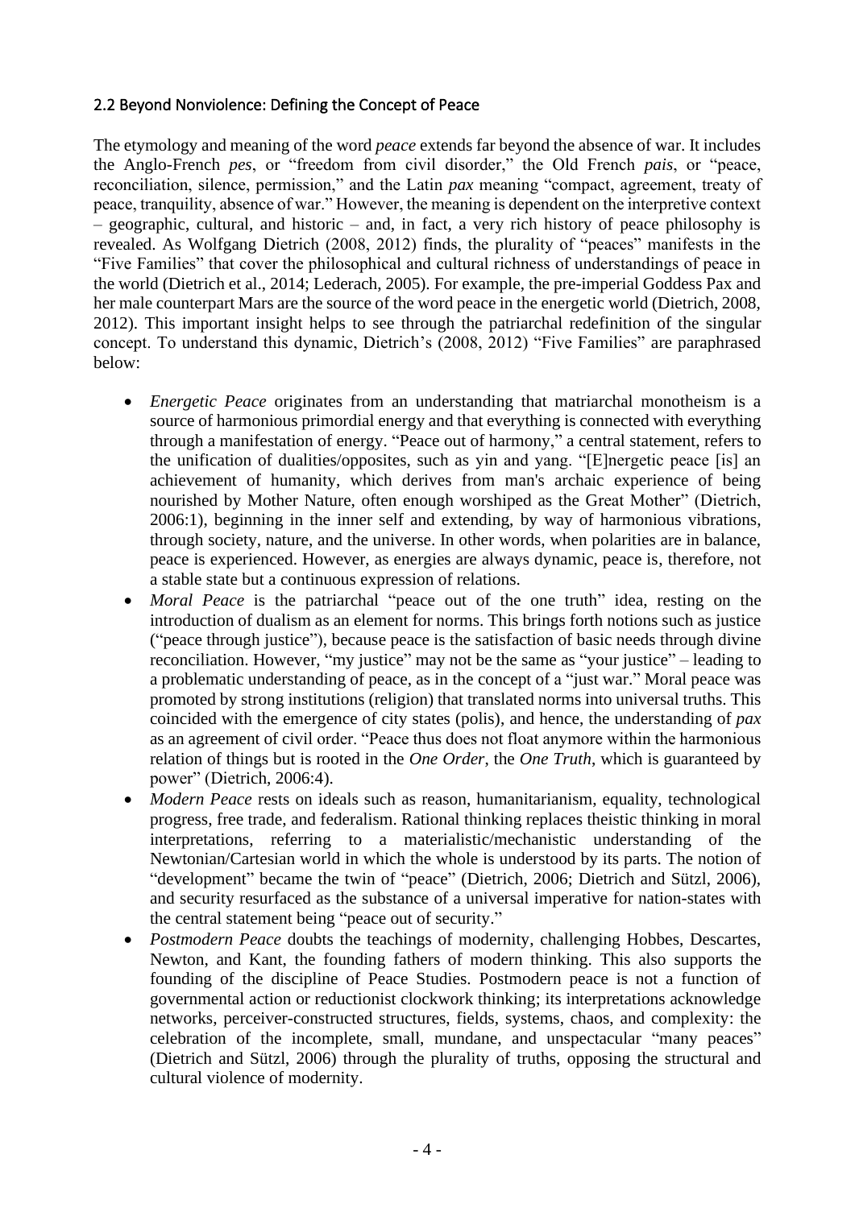### 2.2 Beyond Nonviolence: Defining the Concept of Peace

The etymology and meaning of the word *peace* extends far beyond the absence of war. It includes the Anglo-French *pes*, or "freedom from civil disorder," the Old French *pais*, or "peace, reconciliation, silence, permission," and the Latin *pax* meaning "compact, agreement, treaty of peace, tranquility, absence of war." However, the meaning is dependent on the interpretive context – geographic, cultural, and historic – and, in fact, a very rich history of peace philosophy is revealed. As Wolfgang Dietrich (2008, 2012) finds, the plurality of "peaces" manifests in the "Five Families" that cover the philosophical and cultural richness of understandings of peace in the world (Dietrich et al., 2014; Lederach, 2005). For example, the pre-imperial Goddess Pax and her male counterpart Mars are the source of the word peace in the energetic world (Dietrich, 2008, 2012). This important insight helps to see through the patriarchal redefinition of the singular concept. To understand this dynamic, Dietrich's (2008, 2012) "Five Families" are paraphrased below:

- *Energetic Peace* originates from an understanding that matriarchal monotheism is a source of harmonious primordial energy and that everything is connected with everything through a manifestation of energy. "Peace out of harmony," a central statement, refers to the unification of dualities/opposites, such as yin and yang. "[E]nergetic peace [is] an achievement of humanity, which derives from man's archaic experience of being nourished by Mother Nature, often enough worshiped as the Great Mother" (Dietrich, 2006:1), beginning in the inner self and extending, by way of harmonious vibrations, through society, nature, and the universe. In other words, when polarities are in balance, peace is experienced. However, as energies are always dynamic, peace is, therefore, not a stable state but a continuous expression of relations.
- *Moral Peace* is the patriarchal "peace out of the one truth" idea, resting on the introduction of dualism as an element for norms. This brings forth notions such as justice ("peace through justice"), because peace is the satisfaction of basic needs through divine reconciliation. However, "my justice" may not be the same as "your justice" – leading to a problematic understanding of peace, as in the concept of a "just war." Moral peace was promoted by strong institutions (religion) that translated norms into universal truths. This coincided with the emergence of city states (polis), and hence, the understanding of *pax* as an agreement of civil order. "Peace thus does not float anymore within the harmonious relation of things but is rooted in the *One Order*, the *One Truth*, which is guaranteed by power" (Dietrich, 2006:4).
- *Modern Peace* rests on ideals such as reason, humanitarianism, equality, technological progress, free trade, and federalism. Rational thinking replaces theistic thinking in moral interpretations, referring to a materialistic/mechanistic understanding of the Newtonian/Cartesian world in which the whole is understood by its parts. The notion of "development" became the twin of "peace" (Dietrich, 2006; Dietrich and Sützl, 2006), and security resurfaced as the substance of a universal imperative for nation-states with the central statement being "peace out of security."
- *Postmodern Peace* doubts the teachings of modernity, challenging Hobbes, Descartes, Newton, and Kant, the founding fathers of modern thinking. This also supports the founding of the discipline of Peace Studies. Postmodern peace is not a function of governmental action or reductionist clockwork thinking; its interpretations acknowledge networks, perceiver-constructed structures, fields, systems, chaos, and complexity: the celebration of the incomplete, small, mundane, and unspectacular "many peaces" (Dietrich and Sützl, 2006) through the plurality of truths, opposing the structural and cultural violence of modernity.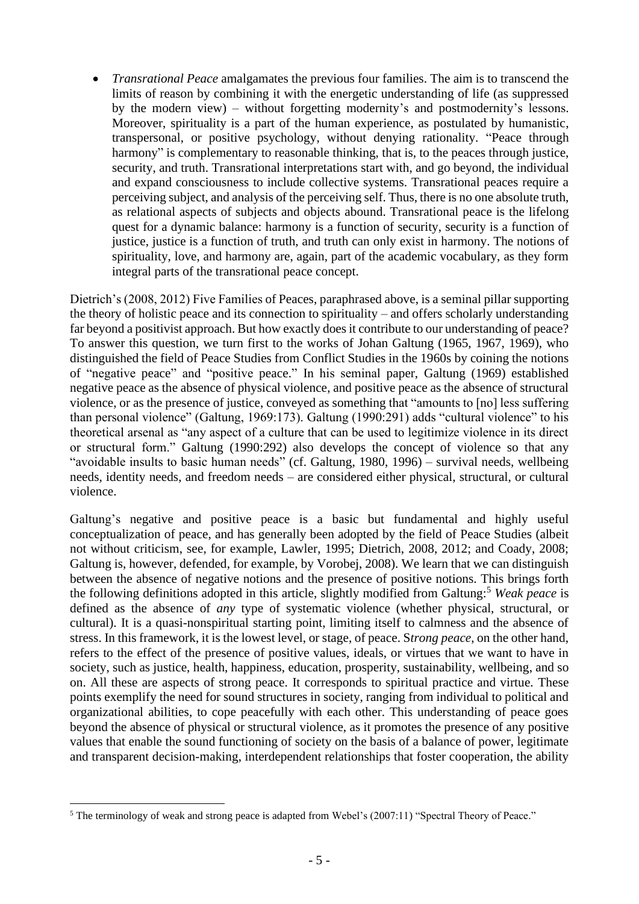- *Transrational Peace* amalgamates the previous four families. The aim is to transcend the limits of reason by combining it with the energetic understanding of life (as suppressed by the modern view) – without forgetting modernity's and postmodernity's lessons. Moreover, spirituality is a part of the human experience, as postulated by humanistic, transpersonal, or positive psychology, without denying rationality. "Peace through harmony" is complementary to reasonable thinking, that is, to the peaces through justice, security, and truth. Transrational interpretations start with, and go beyond, the individual and expand consciousness to include collective systems. Transrational peaces require a perceiving subject, and analysis of the perceiving self. Thus, there is no one absolute truth, as relational aspects of subjects and objects abound. Transrational peace is the lifelong quest for a dynamic balance: harmony is a function of security, security is a function of justice, justice is a function of truth, and truth can only exist in harmony. The notions of spirituality, love, and harmony are, again, part of the academic vocabulary, as they form integral parts of the transrational peace concept.

Dietrich's (2008, 2012) Five Families of Peaces, paraphrased above, is a seminal pillar supporting the theory of holistic peace and its connection to spirituality – and offers scholarly understanding far beyond a positivist approach. But how exactly does it contribute to our understanding of peace? To answer this question, we turn first to the works of Johan Galtung (1965, 1967, 1969), who distinguished the field of Peace Studies from Conflict Studies in the 1960s by coining the notions of "negative peace" and "positive peace." In his seminal paper, Galtung (1969) established negative peace as the absence of physical violence, and positive peace as the absence of structural violence, or as the presence of justice, conveyed as something that "amounts to [no] less suffering than personal violence" (Galtung, 1969:173). Galtung (1990:291) adds "cultural violence" to his theoretical arsenal as "any aspect of a culture that can be used to legitimize violence in its direct or structural form." Galtung (1990:292) also develops the concept of violence so that any "avoidable insults to basic human needs" (cf. Galtung, 1980, 1996) – survival needs, wellbeing needs, identity needs, and freedom needs – are considered either physical, structural, or cultural violence.

Galtung's negative and positive peace is a basic but fundamental and highly useful conceptualization of peace, and has generally been adopted by the field of Peace Studies (albeit not without criticism, see, for example, Lawler, 1995; Dietrich, 2008, 2012; and Coady, 2008; Galtung is, however, defended, for example, by Vorobej, 2008). We learn that we can distinguish between the absence of negative notions and the presence of positive notions. This brings forth the following definitions adopted in this article, slightly modified from Galtung:[5] *Weak peace* is defined as the absence of *any* type of systematic violence (whether physical, structural, or cultural). It is a quasi-nonspiritual starting point, limiting itself to calmness and the absence of stress. In this framework, it is the lowest level, or stage, of peace. S*trong peace*, on the other hand, refers to the effect of the presence of positive values, ideals, or virtues that we want to have in society, such as justice, health, happiness, education, prosperity, sustainability, wellbeing, and so on. All these are aspects of strong peace. It corresponds to spiritual practice and virtue. These points exemplify the need for sound structures in society, ranging from individual to political and organizational abilities, to cope peacefully with each other. This understanding of peace goes beyond the absence of physical or structural violence, as it promotes the presence of any positive values that enable the sound functioning of society on the basis of a balance of power, legitimate and transparent decision-making, interdependent relationships that foster cooperation, the ability

[5] The terminology of weak and strong peace is adapted from Webel's (2007:11) "Spectral Theory of Peace."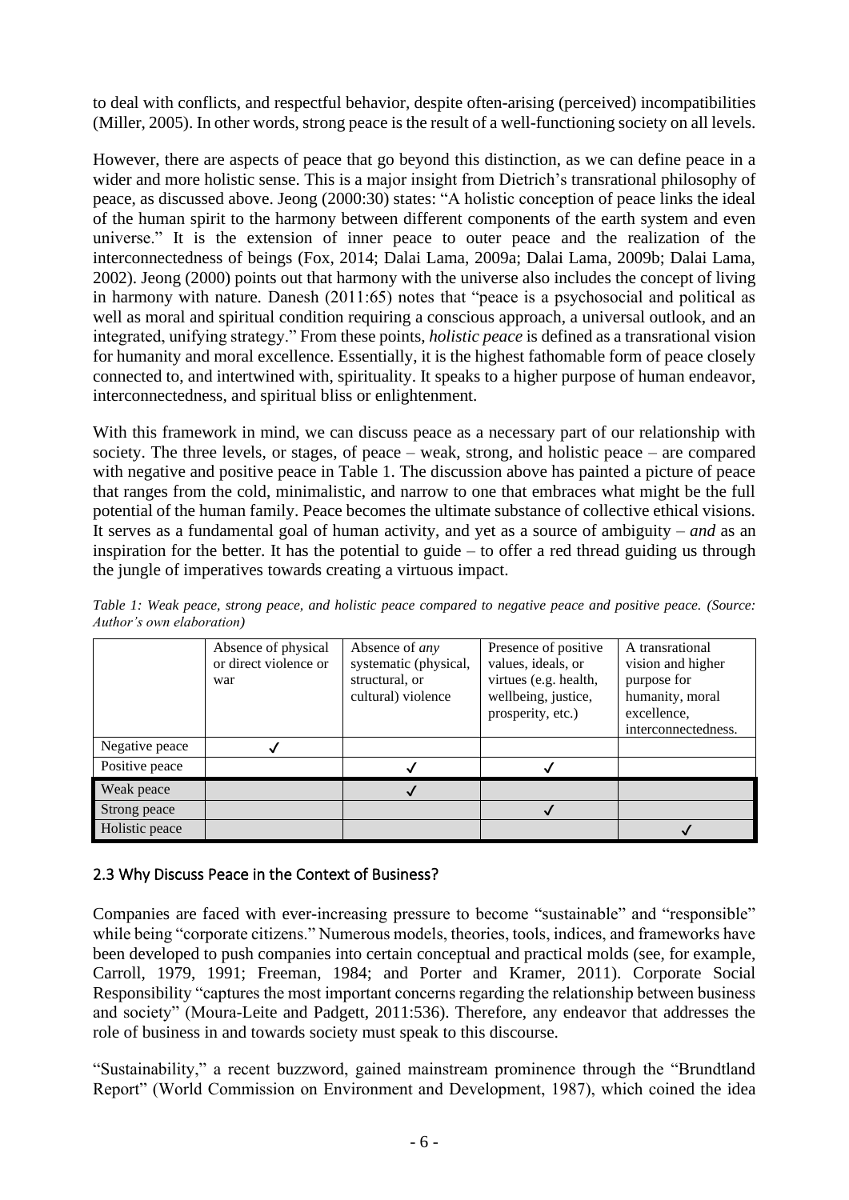to deal with conflicts, and respectful behavior, despite often-arising (perceived) incompatibilities (Miller, 2005). In other words, strong peace is the result of a well-functioning society on all levels.

However, there are aspects of peace that go beyond this distinction, as we can define peace in a wider and more holistic sense. This is a major insight from Dietrich's transrational philosophy of peace, as discussed above. Jeong (2000:30) states: "A holistic conception of peace links the ideal of the human spirit to the harmony between different components of the earth system and even universe." It is the extension of inner peace to outer peace and the realization of the interconnectedness of beings (Fox, 2014; Dalai Lama, 2009a; Dalai Lama, 2009b; Dalai Lama, 2002). Jeong (2000) points out that harmony with the universe also includes the concept of living in harmony with nature. Danesh (2011:65) notes that "peace is a psychosocial and political as well as moral and spiritual condition requiring a conscious approach, a universal outlook, and an integrated, unifying strategy." From these points, *holistic peace* is defined as a transrational vision for humanity and moral excellence. Essentially, it is the highest fathomable form of peace closely connected to, and intertwined with, spirituality. It speaks to a higher purpose of human endeavor, interconnectedness, and spiritual bliss or enlightenment.

With this framework in mind, we can discuss peace as a necessary part of our relationship with society. The three levels, or stages, of peace – weak, strong, and holistic peace – are compared with negative and positive peace in Table 1. The discussion above has painted a picture of peace that ranges from the cold, minimalistic, and narrow to one that embraces what might be the full potential of the human family. Peace becomes the ultimate substance of collective ethical visions. It serves as a fundamental goal of human activity, and yet as a source of ambiguity – *and* as an inspiration for the better. It has the potential to guide – to offer a red thread guiding us through the jungle of imperatives towards creating a virtuous impact.

*Table 1: Weak peace, strong peace, and holistic peace compared to negative peace and positive peace. (Source: Author's own elaboration)*

| | Absence of physical or direct violence or war | Absence of *any* systematic (physical, structural, or cultural) violence | Presence of positive values, ideals, or virtues (e.g. health, wellbeing, justice, prosperity, etc.) | A transrational vision and higher purpose for humanity, moral excellence, interconnectedness. |
|---|---|---|---|---|
| Negative peace | ✓ | | | |
| Positive peace | | ✓ | ✓ | |
| Weak peace | | ✓ | | |
| Strong peace | | | ✓ | |
| Holistic peace | | | | ✓ |

### 2.3 Why Discuss Peace in the Context of Business?

Companies are faced with ever-increasing pressure to become "sustainable" and "responsible" while being "corporate citizens." Numerous models, theories, tools, indices, and frameworks have been developed to push companies into certain conceptual and practical molds (see, for example, Carroll, 1979, 1991; Freeman, 1984; and Porter and Kramer, 2011). Corporate Social Responsibility "captures the most important concerns regarding the relationship between business and society" (Moura-Leite and Padgett, 2011:536). Therefore, any endeavor that addresses the role of business in and towards society must speak to this discourse.

"Sustainability," a recent buzzword, gained mainstream prominence through the "Brundtland Report" (World Commission on Environment and Development, 1987), which coined the idea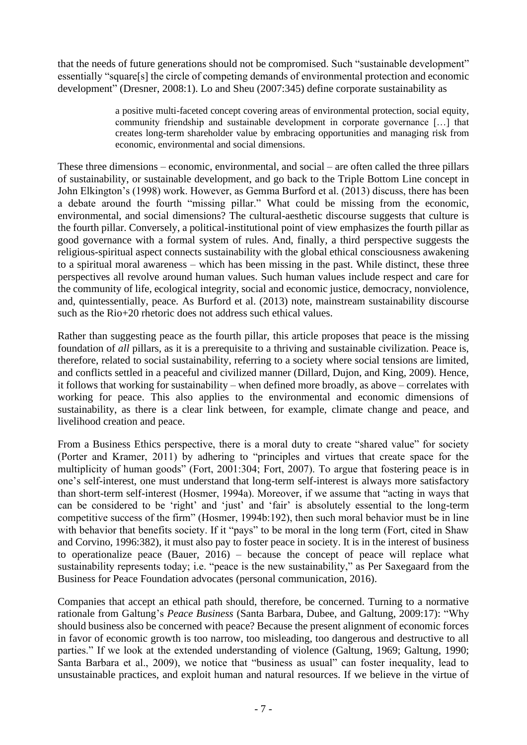that the needs of future generations should not be compromised. Such "sustainable development" essentially "square[s] the circle of competing demands of environmental protection and economic development" (Dresner, 2008:1). Lo and Sheu (2007:345) define corporate sustainability as

> a positive multi-faceted concept covering areas of environmental protection, social equity, community friendship and sustainable development in corporate governance […] that creates long-term shareholder value by embracing opportunities and managing risk from economic, environmental and social dimensions.

These three dimensions – economic, environmental, and social – are often called the three pillars of sustainability, or sustainable development, and go back to the Triple Bottom Line concept in John Elkington's (1998) work. However, as Gemma Burford et al. (2013) discuss, there has been a debate around the fourth "missing pillar." What could be missing from the economic, environmental, and social dimensions? The cultural-aesthetic discourse suggests that culture is the fourth pillar. Conversely, a political-institutional point of view emphasizes the fourth pillar as good governance with a formal system of rules. And, finally, a third perspective suggests the religious-spiritual aspect connects sustainability with the global ethical consciousness awakening to a spiritual moral awareness – which has been missing in the past. While distinct, these three perspectives all revolve around human values. Such human values include respect and care for the community of life, ecological integrity, social and economic justice, democracy, nonviolence, and, quintessentially, peace. As Burford et al. (2013) note, mainstream sustainability discourse such as the Rio+20 rhetoric does not address such ethical values.

Rather than suggesting peace as the fourth pillar, this article proposes that peace is the missing foundation of *all* pillars, as it is a prerequisite to a thriving and sustainable civilization. Peace is, therefore, related to social sustainability, referring to a society where social tensions are limited, and conflicts settled in a peaceful and civilized manner (Dillard, Dujon, and King, 2009). Hence, it follows that working for sustainability – when defined more broadly, as above – correlates with working for peace. This also applies to the environmental and economic dimensions of sustainability, as there is a clear link between, for example, climate change and peace, and livelihood creation and peace.

From a Business Ethics perspective, there is a moral duty to create "shared value" for society (Porter and Kramer, 2011) by adhering to "principles and virtues that create space for the multiplicity of human goods" (Fort, 2001:304; Fort, 2007). To argue that fostering peace is in one's self-interest, one must understand that long-term self-interest is always more satisfactory than short-term self-interest (Hosmer, 1994a). Moreover, if we assume that "acting in ways that can be considered to be 'right' and 'just' and 'fair' is absolutely essential to the long-term competitive success of the firm" (Hosmer, 1994b:192), then such moral behavior must be in line with behavior that benefits society. If it "pays" to be moral in the long term (Fort, cited in Shaw and Corvino, 1996:382), it must also pay to foster peace in society. It is in the interest of business to operationalize peace (Bauer, 2016) – because the concept of peace will replace what sustainability represents today; i.e. "peace is the new sustainability," as Per Saxegaard from the Business for Peace Foundation advocates (personal communication, 2016).

Companies that accept an ethical path should, therefore, be concerned. Turning to a normative rationale from Galtung's *Peace Business* (Santa Barbara, Dubee, and Galtung, 2009:17): "Why should business also be concerned with peace? Because the present alignment of economic forces in favor of economic growth is too narrow, too misleading, too dangerous and destructive to all parties." If we look at the extended understanding of violence (Galtung, 1969; Galtung, 1990; Santa Barbara et al., 2009), we notice that "business as usual" can foster inequality, lead to unsustainable practices, and exploit human and natural resources. If we believe in the virtue of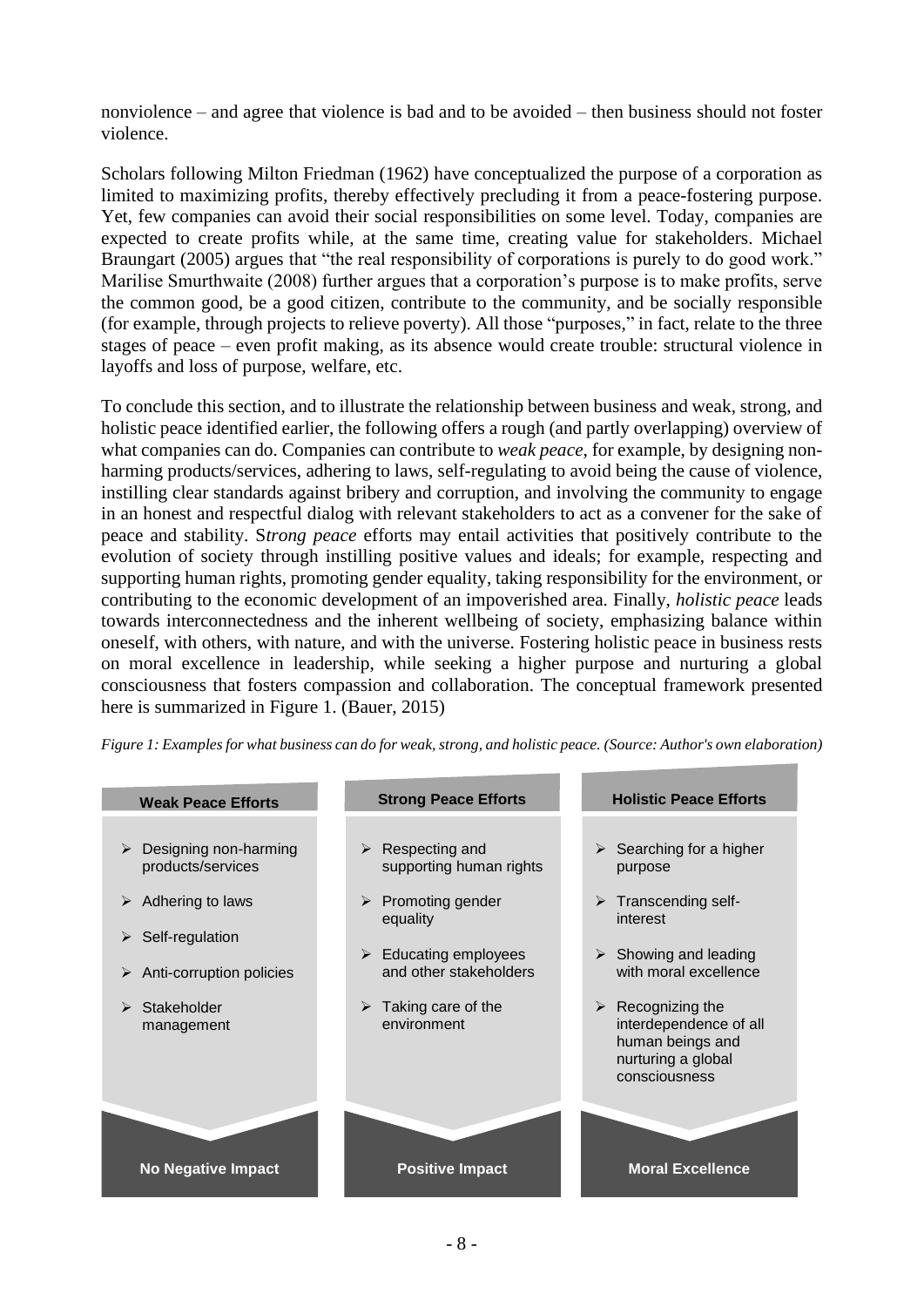nonviolence – and agree that violence is bad and to be avoided – then business should not foster violence.

Scholars following Milton Friedman (1962) have conceptualized the purpose of a corporation as limited to maximizing profits, thereby effectively precluding it from a peace-fostering purpose. Yet, few companies can avoid their social responsibilities on some level. Today, companies are expected to create profits while, at the same time, creating value for stakeholders. Michael Braungart (2005) argues that "the real responsibility of corporations is purely to do good work." Marilise Smurthwaite (2008) further argues that a corporation's purpose is to make profits, serve the common good, be a good citizen, contribute to the community, and be socially responsible (for example, through projects to relieve poverty). All those "purposes," in fact, relate to the three stages of peace – even profit making, as its absence would create trouble: structural violence in layoffs and loss of purpose, welfare, etc.

To conclude this section, and to illustrate the relationship between business and weak, strong, and holistic peace identified earlier, the following offers a rough (and partly overlapping) overview of what companies can do. Companies can contribute to *weak peace*, for example, by designing non-harming products/services, adhering to laws, self-regulating to avoid being the cause of violence, instilling clear standards against bribery and corruption, and involving the community to engage in an honest and respectful dialog with relevant stakeholders to act as a convener for the sake of peace and stability. S*trong peace* efforts may entail activities that positively contribute to the evolution of society through instilling positive values and ideals; for example, respecting and supporting human rights, promoting gender equality, taking responsibility for the environment, or contributing to the economic development of an impoverished area. Finally, *holistic peace* leads towards interconnectedness and the inherent wellbeing of society, emphasizing balance within oneself, with others, with nature, and with the universe. Fostering holistic peace in business rests on moral excellence in leadership, while seeking a higher purpose and nurturing a global consciousness that fosters compassion and collaboration. The conceptual framework presented here is summarized in Figure 1. (Bauer, 2015)

*Figure 1: Examples for what business can do for weak, strong, and holistic peace. (Source: Author's own elaboration)*

| Weak Peace Efforts | Strong Peace Efforts | Holistic Peace Efforts |
|---|---|---|
| ➢ Designing non-harming products/services | ➢ Respecting and supporting human rights | ➢ Searching for a higher purpose |
| ➢ Adhering to laws | ➢ Promoting gender equality | ➢ Transcending self-interest |
| ➢ Self-regulation | ➢ Educating employees and other stakeholders | ➢ Showing and leading with moral excellence |
| ➢ Anti-corruption policies | ➢ Taking care of the environment | ➢ Recognizing the interdependence of all human beings and nurturing a global consciousness |
| ➢ Stakeholder management | | |
| **No Negative Impact** | **Positive Impact** | **Moral Excellence** |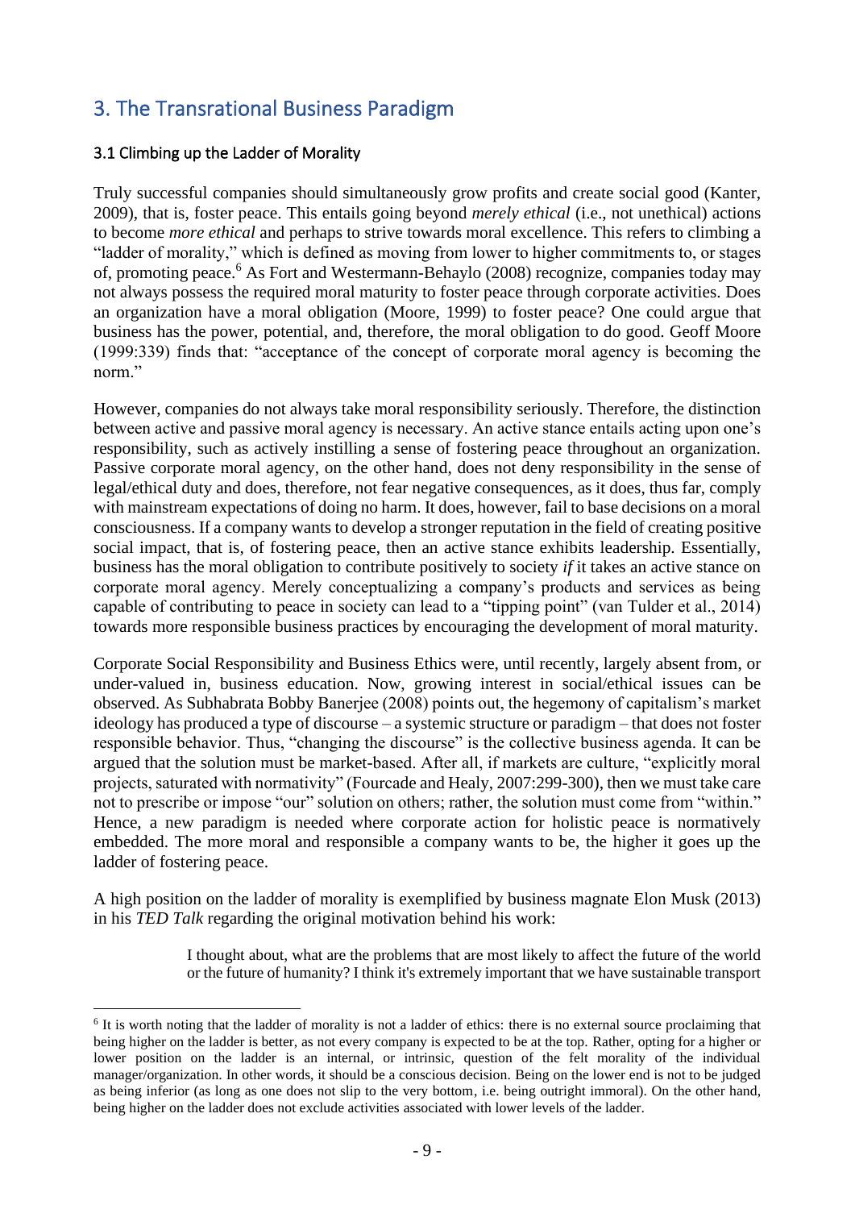## 3. The Transrational Business Paradigm

### 3.1 Climbing up the Ladder of Morality

Truly successful companies should simultaneously grow profits and create social good (Kanter, 2009), that is, foster peace. This entails going beyond *merely ethical* (i.e., not unethical) actions to become *more ethical* and perhaps to strive towards moral excellence. This refers to climbing a "ladder of morality," which is defined as moving from lower to higher commitments to, or stages of, promoting peace.[6] As Fort and Westermann-Behaylo (2008) recognize, companies today may not always possess the required moral maturity to foster peace through corporate activities. Does an organization have a moral obligation (Moore, 1999) to foster peace? One could argue that business has the power, potential, and, therefore, the moral obligation to do good. Geoff Moore (1999:339) finds that: "acceptance of the concept of corporate moral agency is becoming the norm."

However, companies do not always take moral responsibility seriously. Therefore, the distinction between active and passive moral agency is necessary. An active stance entails acting upon one's responsibility, such as actively instilling a sense of fostering peace throughout an organization. Passive corporate moral agency, on the other hand, does not deny responsibility in the sense of legal/ethical duty and does, therefore, not fear negative consequences, as it does, thus far, comply with mainstream expectations of doing no harm. It does, however, fail to base decisions on a moral consciousness. If a company wants to develop a stronger reputation in the field of creating positive social impact, that is, of fostering peace, then an active stance exhibits leadership. Essentially, business has the moral obligation to contribute positively to society *if* it takes an active stance on corporate moral agency. Merely conceptualizing a company's products and services as being capable of contributing to peace in society can lead to a "tipping point" (van Tulder et al., 2014) towards more responsible business practices by encouraging the development of moral maturity.

Corporate Social Responsibility and Business Ethics were, until recently, largely absent from, or under-valued in, business education. Now, growing interest in social/ethical issues can be observed. As Subhabrata Bobby Banerjee (2008) points out, the hegemony of capitalism's market ideology has produced a type of discourse – a systemic structure or paradigm – that does not foster responsible behavior. Thus, "changing the discourse" is the collective business agenda. It can be argued that the solution must be market-based. After all, if markets are culture, "explicitly moral projects, saturated with normativity" (Fourcade and Healy, 2007:299-300), then we must take care not to prescribe or impose "our" solution on others; rather, the solution must come from "within." Hence, a new paradigm is needed where corporate action for holistic peace is normatively embedded. The more moral and responsible a company wants to be, the higher it goes up the ladder of fostering peace.

A high position on the ladder of morality is exemplified by business magnate Elon Musk (2013) in his *TED Talk* regarding the original motivation behind his work:

> I thought about, what are the problems that are most likely to affect the future of the world or the future of humanity? I think it's extremely important that we have sustainable transport

[6] It is worth noting that the ladder of morality is not a ladder of ethics: there is no external source proclaiming that being higher on the ladder is better, as not every company is expected to be at the top. Rather, opting for a higher or lower position on the ladder is an internal, or intrinsic, question of the felt morality of the individual manager/organization. In other words, it should be a conscious decision. Being on the lower end is not to be judged as being inferior (as long as one does not slip to the very bottom, i.e. being outright immoral). On the other hand, being higher on the ladder does not exclude activities associated with lower levels of the ladder.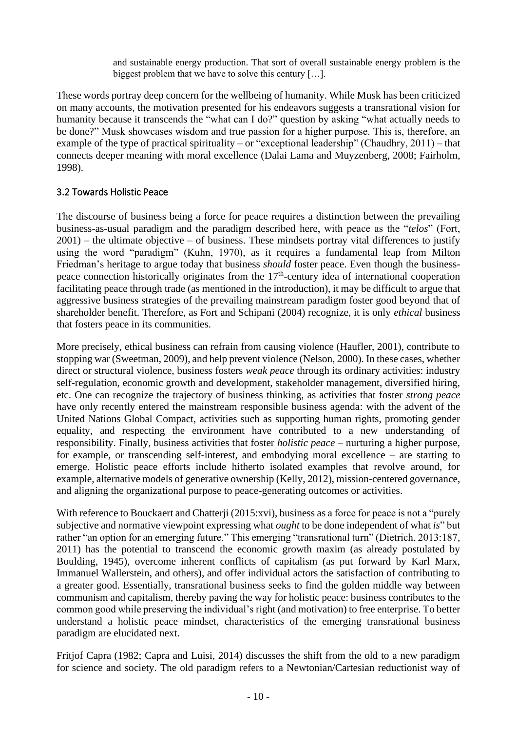> and sustainable energy production. That sort of overall sustainable energy problem is the biggest problem that we have to solve this century […].

These words portray deep concern for the wellbeing of humanity. While Musk has been criticized on many accounts, the motivation presented for his endeavors suggests a transrational vision for humanity because it transcends the "what can I do?" question by asking "what actually needs to be done?" Musk showcases wisdom and true passion for a higher purpose. This is, therefore, an example of the type of practical spirituality – or "exceptional leadership" (Chaudhry, 2011) – that connects deeper meaning with moral excellence (Dalai Lama and Muyzenberg, 2008; Fairholm, 1998).

### 3.2 Towards Holistic Peace

The discourse of business being a force for peace requires a distinction between the prevailing business-as-usual paradigm and the paradigm described here, with peace as the "*telos*" (Fort, 2001) – the ultimate objective – of business. These mindsets portray vital differences to justify using the word "paradigm" (Kuhn, 1970), as it requires a fundamental leap from Milton Friedman's heritage to argue today that business *should* foster peace. Even though the business-peace connection historically originates from the 17th-century idea of international cooperation facilitating peace through trade (as mentioned in the introduction), it may be difficult to argue that aggressive business strategies of the prevailing mainstream paradigm foster good beyond that of shareholder benefit. Therefore, as Fort and Schipani (2004) recognize, it is only *ethical* business that fosters peace in its communities.

More precisely, ethical business can refrain from causing violence (Haufler, 2001), contribute to stopping war (Sweetman, 2009), and help prevent violence (Nelson, 2000). In these cases, whether direct or structural violence, business fosters *weak peace* through its ordinary activities: industry self-regulation, economic growth and development, stakeholder management, diversified hiring, etc. One can recognize the trajectory of business thinking, as activities that foster *strong peace* have only recently entered the mainstream responsible business agenda: with the advent of the United Nations Global Compact, activities such as supporting human rights, promoting gender equality, and respecting the environment have contributed to a new understanding of responsibility. Finally, business activities that foster *holistic peace* – nurturing a higher purpose, for example, or transcending self-interest, and embodying moral excellence – are starting to emerge. Holistic peace efforts include hitherto isolated examples that revolve around, for example, alternative models of generative ownership (Kelly, 2012), mission-centered governance, and aligning the organizational purpose to peace-generating outcomes or activities.

With reference to Bouckaert and Chatterji (2015:xvi), business as a force for peace is not a "purely subjective and normative viewpoint expressing what *ought* to be done independent of what *is*" but rather "an option for an emerging future." This emerging "transrational turn" (Dietrich, 2013:187, 2011) has the potential to transcend the economic growth maxim (as already postulated by Boulding, 1945), overcome inherent conflicts of capitalism (as put forward by Karl Marx, Immanuel Wallerstein, and others), and offer individual actors the satisfaction of contributing to a greater good. Essentially, transrational business seeks to find the golden middle way between communism and capitalism, thereby paving the way for holistic peace: business contributes to the common good while preserving the individual's right (and motivation) to free enterprise. To better understand a holistic peace mindset, characteristics of the emerging transrational business paradigm are elucidated next.

Fritjof Capra (1982; Capra and Luisi, 2014) discusses the shift from the old to a new paradigm for science and society. The old paradigm refers to a Newtonian/Cartesian reductionist way of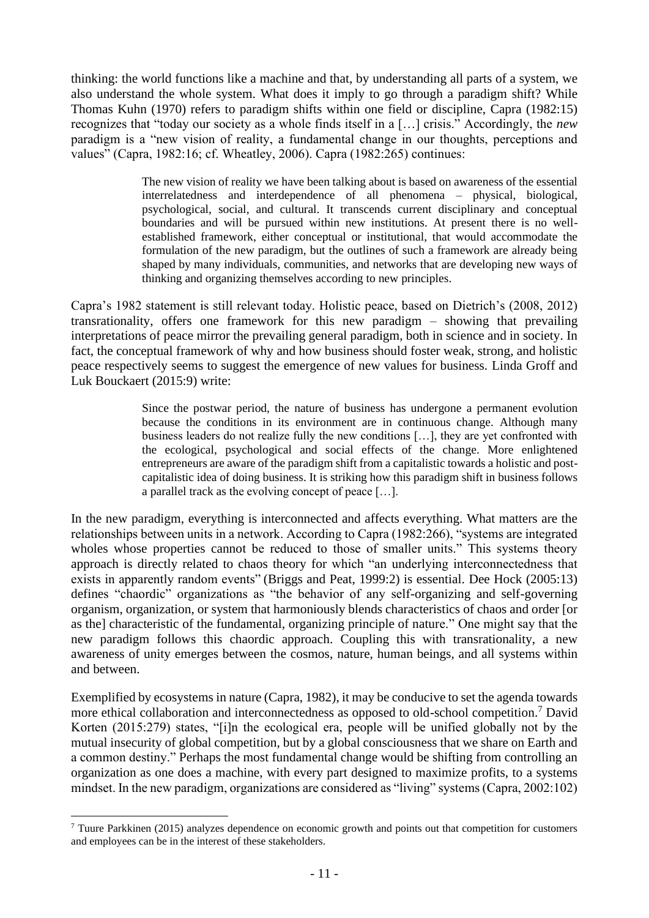thinking: the world functions like a machine and that, by understanding all parts of a system, we also understand the whole system. What does it imply to go through a paradigm shift? While Thomas Kuhn (1970) refers to paradigm shifts within one field or discipline, Capra (1982:15) recognizes that "today our society as a whole finds itself in a […] crisis." Accordingly, the *new* paradigm is a "new vision of reality, a fundamental change in our thoughts, perceptions and values" (Capra, 1982:16; cf. Wheatley, 2006). Capra (1982:265) continues:

> The new vision of reality we have been talking about is based on awareness of the essential interrelatedness and interdependence of all phenomena – physical, biological, psychological, social, and cultural. It transcends current disciplinary and conceptual boundaries and will be pursued within new institutions. At present there is no well-established framework, either conceptual or institutional, that would accommodate the formulation of the new paradigm, but the outlines of such a framework are already being shaped by many individuals, communities, and networks that are developing new ways of thinking and organizing themselves according to new principles.

Capra's 1982 statement is still relevant today. Holistic peace, based on Dietrich's (2008, 2012) transrationality, offers one framework for this new paradigm – showing that prevailing interpretations of peace mirror the prevailing general paradigm, both in science and in society. In fact, the conceptual framework of why and how business should foster weak, strong, and holistic peace respectively seems to suggest the emergence of new values for business. Linda Groff and Luk Bouckaert (2015:9) write:

> Since the postwar period, the nature of business has undergone a permanent evolution because the conditions in its environment are in continuous change. Although many business leaders do not realize fully the new conditions […], they are yet confronted with the ecological, psychological and social effects of the change. More enlightened entrepreneurs are aware of the paradigm shift from a capitalistic towards a holistic and post-capitalistic idea of doing business. It is striking how this paradigm shift in business follows a parallel track as the evolving concept of peace […].

In the new paradigm, everything is interconnected and affects everything. What matters are the relationships between units in a network. According to Capra (1982:266), "systems are integrated wholes whose properties cannot be reduced to those of smaller units." This systems theory approach is directly related to chaos theory for which "an underlying interconnectedness that exists in apparently random events" (Briggs and Peat, 1999:2) is essential. Dee Hock (2005:13) defines "chaordic" organizations as "the behavior of any self-organizing and self-governing organism, organization, or system that harmoniously blends characteristics of chaos and order [or as the] characteristic of the fundamental, organizing principle of nature." One might say that the new paradigm follows this chaordic approach. Coupling this with transrationality, a new awareness of unity emerges between the cosmos, nature, human beings, and all systems within and between.

Exemplified by ecosystems in nature (Capra, 1982), it may be conducive to set the agenda towards more ethical collaboration and interconnectedness as opposed to old-school competition.[7] David Korten (2015:279) states, "[i]n the ecological era, people will be unified globally not by the mutual insecurity of global competition, but by a global consciousness that we share on Earth and a common destiny." Perhaps the most fundamental change would be shifting from controlling an organization as one does a machine, with every part designed to maximize profits, to a systems mindset. In the new paradigm, organizations are considered as "living" systems (Capra, 2002:102)

[7] Tuure Parkkinen (2015) analyzes dependence on economic growth and points out that competition for customers and employees can be in the interest of these stakeholders.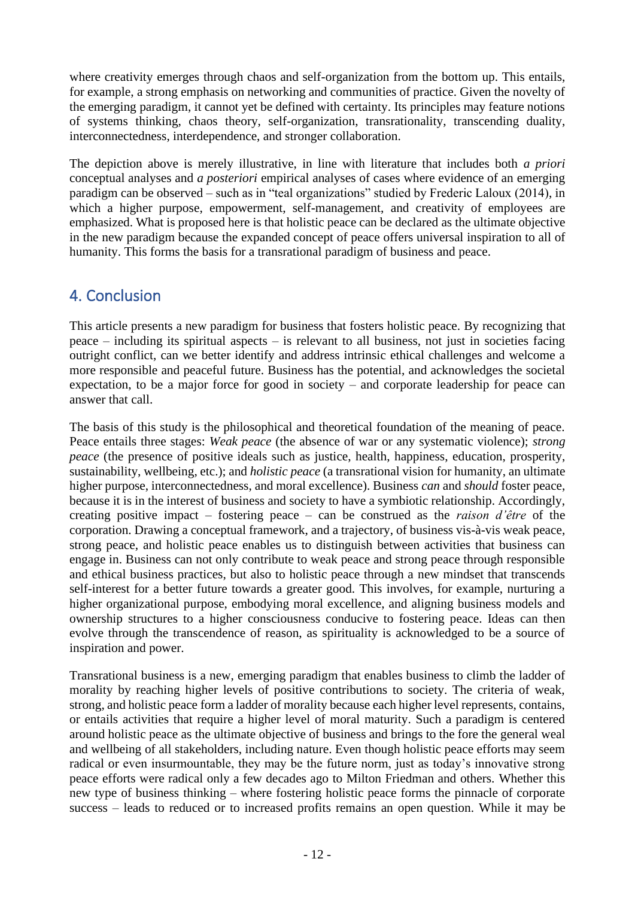where creativity emerges through chaos and self-organization from the bottom up. This entails, for example, a strong emphasis on networking and communities of practice. Given the novelty of the emerging paradigm, it cannot yet be defined with certainty. Its principles may feature notions of systems thinking, chaos theory, self-organization, transrationality, transcending duality, interconnectedness, interdependence, and stronger collaboration.

The depiction above is merely illustrative, in line with literature that includes both *a priori* conceptual analyses and *a posteriori* empirical analyses of cases where evidence of an emerging paradigm can be observed – such as in "teal organizations" studied by Frederic Laloux (2014), in which a higher purpose, empowerment, self-management, and creativity of employees are emphasized. What is proposed here is that holistic peace can be declared as the ultimate objective in the new paradigm because the expanded concept of peace offers universal inspiration to all of humanity. This forms the basis for a transrational paradigm of business and peace.

## 4. Conclusion

This article presents a new paradigm for business that fosters holistic peace. By recognizing that peace – including its spiritual aspects – is relevant to all business, not just in societies facing outright conflict, can we better identify and address intrinsic ethical challenges and welcome a more responsible and peaceful future. Business has the potential, and acknowledges the societal expectation, to be a major force for good in society – and corporate leadership for peace can answer that call.

The basis of this study is the philosophical and theoretical foundation of the meaning of peace. Peace entails three stages: *Weak peace* (the absence of war or any systematic violence); *strong peace* (the presence of positive ideals such as justice, health, happiness, education, prosperity, sustainability, wellbeing, etc.); and *holistic peace* (a transrational vision for humanity, an ultimate higher purpose, interconnectedness, and moral excellence). Business *can* and *should* foster peace, because it is in the interest of business and society to have a symbiotic relationship. Accordingly, creating positive impact – fostering peace – can be construed as the *raison d'être* of the corporation. Drawing a conceptual framework, and a trajectory, of business vis-à-vis weak peace, strong peace, and holistic peace enables us to distinguish between activities that business can engage in. Business can not only contribute to weak peace and strong peace through responsible and ethical business practices, but also to holistic peace through a new mindset that transcends self-interest for a better future towards a greater good. This involves, for example, nurturing a higher organizational purpose, embodying moral excellence, and aligning business models and ownership structures to a higher consciousness conducive to fostering peace. Ideas can then evolve through the transcendence of reason, as spirituality is acknowledged to be a source of inspiration and power.

Transrational business is a new, emerging paradigm that enables business to climb the ladder of morality by reaching higher levels of positive contributions to society. The criteria of weak, strong, and holistic peace form a ladder of morality because each higher level represents, contains, or entails activities that require a higher level of moral maturity. Such a paradigm is centered around holistic peace as the ultimate objective of business and brings to the fore the general weal and wellbeing of all stakeholders, including nature. Even though holistic peace efforts may seem radical or even insurmountable, they may be the future norm, just as today's innovative strong peace efforts were radical only a few decades ago to Milton Friedman and others. Whether this new type of business thinking – where fostering holistic peace forms the pinnacle of corporate success – leads to reduced or to increased profits remains an open question. While it may be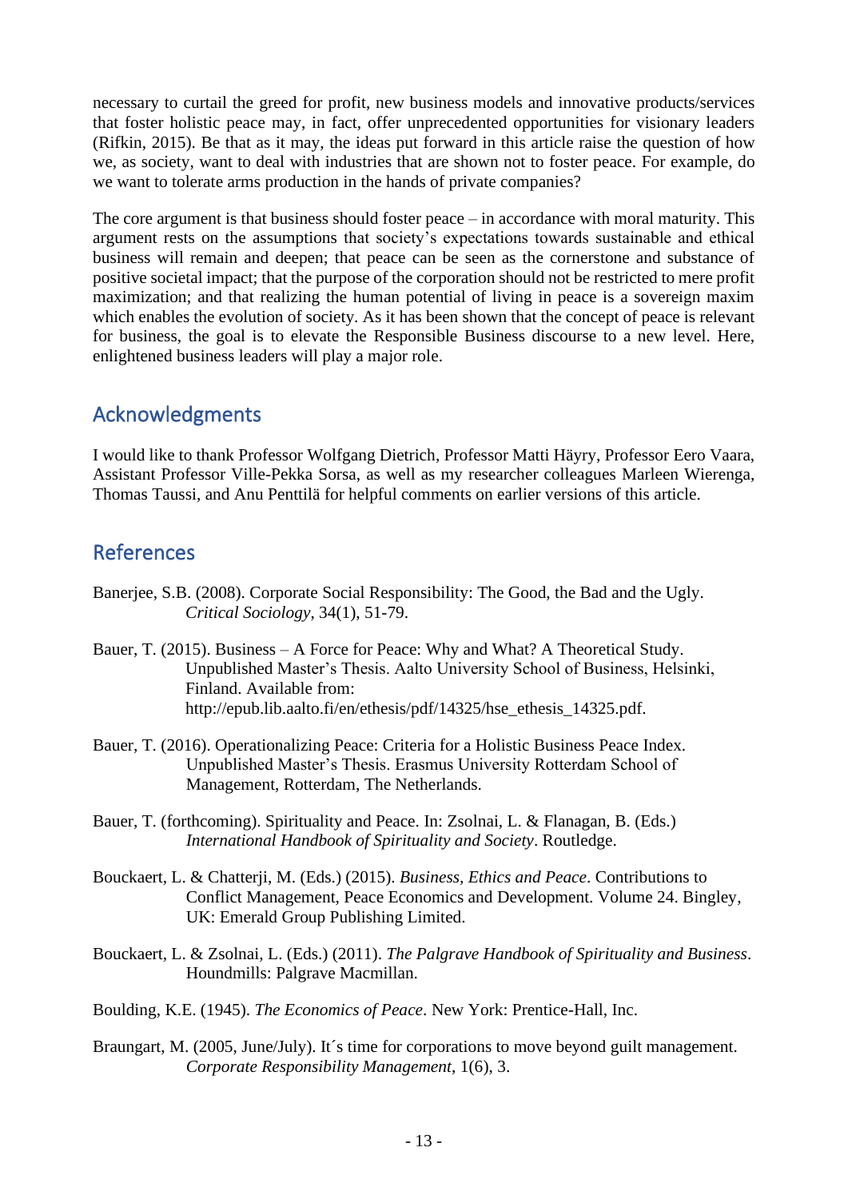necessary to curtail the greed for profit, new business models and innovative products/services that foster holistic peace may, in fact, offer unprecedented opportunities for visionary leaders (Rifkin, 2015). Be that as it may, the ideas put forward in this article raise the question of how we, as society, want to deal with industries that are shown not to foster peace. For example, do we want to tolerate arms production in the hands of private companies?

The core argument is that business should foster peace – in accordance with moral maturity. This argument rests on the assumptions that society's expectations towards sustainable and ethical business will remain and deepen; that peace can be seen as the cornerstone and substance of positive societal impact; that the purpose of the corporation should not be restricted to mere profit maximization; and that realizing the human potential of living in peace is a sovereign maxim which enables the evolution of society. As it has been shown that the concept of peace is relevant for business, the goal is to elevate the Responsible Business discourse to a new level. Here, enlightened business leaders will play a major role.

## Acknowledgments

I would like to thank Professor Wolfgang Dietrich, Professor Matti Häyry, Professor Eero Vaara, Assistant Professor Ville-Pekka Sorsa, as well as my researcher colleagues Marleen Wierenga, Thomas Taussi, and Anu Penttilä for helpful comments on earlier versions of this article.

## References

Banerjee, S.B. (2008). Corporate Social Responsibility: The Good, the Bad and the Ugly. *Critical Sociology*, 34(1), 51-79.

Bauer, T. (2015). Business – A Force for Peace: Why and What? A Theoretical Study. Unpublished Master's Thesis. Aalto University School of Business, Helsinki, Finland. Available from: http://epub.lib.aalto.fi/en/ethesis/pdf/14325/hse_ethesis_14325.pdf.

Bauer, T. (2016). Operationalizing Peace: Criteria for a Holistic Business Peace Index. Unpublished Master's Thesis. Erasmus University Rotterdam School of Management, Rotterdam, The Netherlands.

Bauer, T. (forthcoming). Spirituality and Peace. In: Zsolnai, L. & Flanagan, B. (Eds.) *International Handbook of Spirituality and Society*. Routledge.

Bouckaert, L. & Chatterji, M. (Eds.) (2015). *Business, Ethics and Peace*. Contributions to Conflict Management, Peace Economics and Development. Volume 24. Bingley, UK: Emerald Group Publishing Limited.

Bouckaert, L. & Zsolnai, L. (Eds.) (2011). *The Palgrave Handbook of Spirituality and Business*. Houndmills: Palgrave Macmillan.

Boulding, K.E. (1945). *The Economics of Peace*. New York: Prentice-Hall, Inc.

Braungart, M. (2005, June/July). It´s time for corporations to move beyond guilt management. *Corporate Responsibility Management*, 1(6), 3.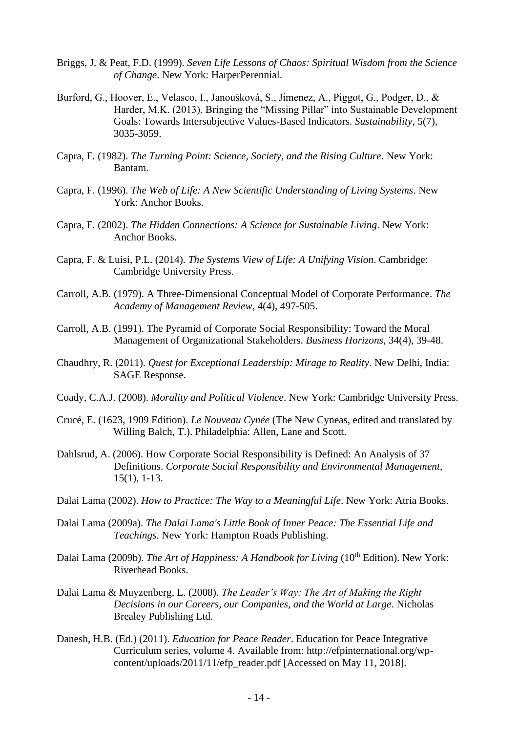Briggs, J. & Peat, F.D. (1999). *Seven Life Lessons of Chaos: Spiritual Wisdom from the Science of Change*. New York: HarperPerennial.

Burford, G., Hoover, E., Velasco, I., Janoušková, S., Jimenez, A., Piggot, G., Podger, D., & Harder, M.K. (2013). Bringing the "Missing Pillar" into Sustainable Development Goals: Towards Intersubjective Values-Based Indicators. *Sustainability*, 5(7), 3035-3059.

Capra, F. (1982). *The Turning Point: Science, Society, and the Rising Culture*. New York: Bantam.

Capra, F. (1996). *The Web of Life: A New Scientific Understanding of Living Systems*. New York: Anchor Books.

Capra, F. (2002). *The Hidden Connections: A Science for Sustainable Living*. New York: Anchor Books.

Capra, F. & Luisi, P.L. (2014). *The Systems View of Life: A Unifying Vision*. Cambridge: Cambridge University Press.

Carroll, A.B. (1979). A Three-Dimensional Conceptual Model of Corporate Performance. *The Academy of Management Review*, 4(4), 497-505.

Carroll, A.B. (1991). The Pyramid of Corporate Social Responsibility: Toward the Moral Management of Organizational Stakeholders. *Business Horizons*, 34(4), 39-48.

Chaudhry, R. (2011). *Quest for Exceptional Leadership: Mirage to Reality*. New Delhi, India: SAGE Response.

Coady, C.A.J. (2008). *Morality and Political Violence*. New York: Cambridge University Press.

Crucé, E. (1623, 1909 Edition). *Le Nouveau Cynée* (The New Cyneas, edited and translated by Willing Balch, T.). Philadelphia: Allen, Lane and Scott.

Dahlsrud, A. (2006). How Corporate Social Responsibility is Defined: An Analysis of 37 Definitions. *Corporate Social Responsibility and Environmental Management*, 15(1), 1-13.

Dalai Lama (2002). *How to Practice: The Way to a Meaningful Life*. New York: Atria Books.

Dalai Lama (2009a). *The Dalai Lama's Little Book of Inner Peace: The Essential Life and Teachings*. New York: Hampton Roads Publishing.

Dalai Lama (2009b). *The Art of Happiness: A Handbook for Living* (10th Edition). New York: Riverhead Books.

Dalai Lama & Muyzenberg, L. (2008). *The Leader's Way: The Art of Making the Right Decisions in our Careers, our Companies, and the World at Large*. Nicholas Brealey Publishing Ltd.

Danesh, H.B. (Ed.) (2011). *Education for Peace Reader*. Education for Peace Integrative Curriculum series, volume 4. Available from: http://efpinternational.org/wp-content/uploads/2011/11/efp_reader.pdf [Accessed on May 11, 2018].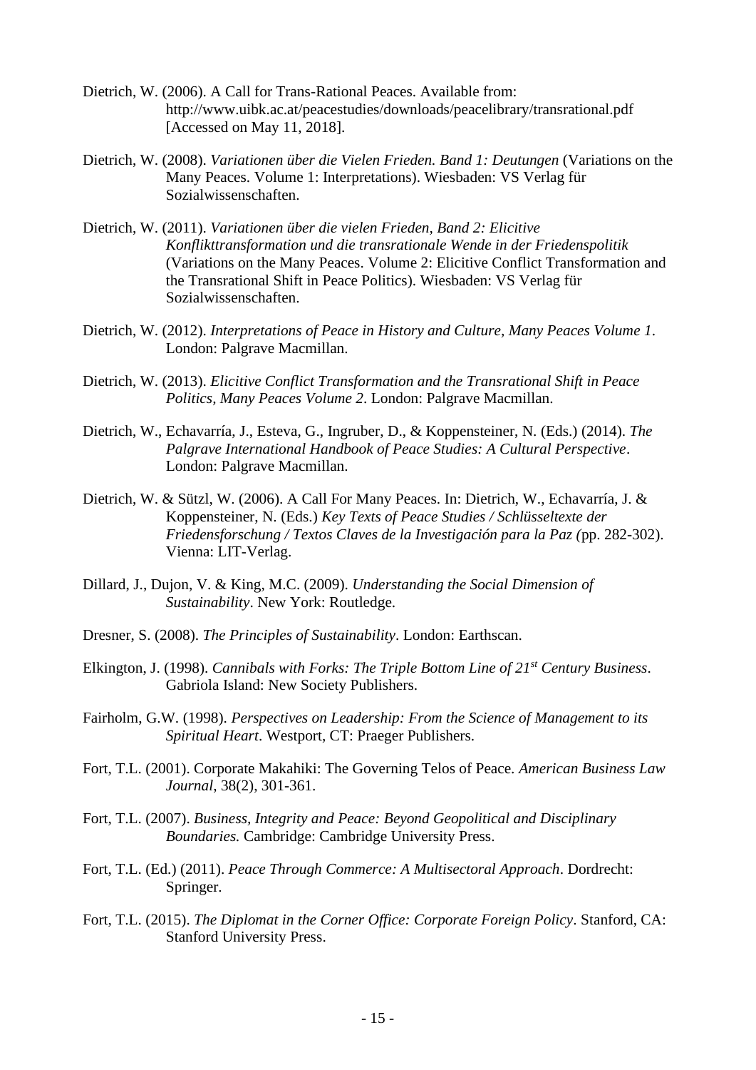Dietrich, W. (2006). A Call for Trans-Rational Peaces. Available from: http://www.uibk.ac.at/peacestudies/downloads/peacelibrary/transrational.pdf [Accessed on May 11, 2018].

Dietrich, W. (2008). *Variationen über die Vielen Frieden. Band 1: Deutungen* (Variations on the Many Peaces. Volume 1: Interpretations). Wiesbaden: VS Verlag für Sozialwissenschaften.

Dietrich, W. (2011). *Variationen über die vielen Frieden, Band 2: Elicitive Konflikttransformation und die transrationale Wende in der Friedenspolitik* (Variations on the Many Peaces. Volume 2: Elicitive Conflict Transformation and the Transrational Shift in Peace Politics). Wiesbaden: VS Verlag für Sozialwissenschaften.

Dietrich, W. (2012). *Interpretations of Peace in History and Culture, Many Peaces Volume 1*. London: Palgrave Macmillan.

Dietrich, W. (2013). *Elicitive Conflict Transformation and the Transrational Shift in Peace Politics, Many Peaces Volume 2*. London: Palgrave Macmillan.

Dietrich, W., Echavarría, J., Esteva, G., Ingruber, D., & Koppensteiner, N. (Eds.) (2014). *The Palgrave International Handbook of Peace Studies: A Cultural Perspective*. London: Palgrave Macmillan.

Dietrich, W. & Sützl, W. (2006). A Call For Many Peaces. In: Dietrich, W., Echavarría, J. & Koppensteiner, N. (Eds.) *Key Texts of Peace Studies / Schlüsseltexte der Friedensforschung / Textos Claves de la Investigación para la Paz (*pp. 282-302). Vienna: LIT-Verlag.

Dillard, J., Dujon, V. & King, M.C. (2009). *Understanding the Social Dimension of Sustainability*. New York: Routledge.

Dresner, S. (2008). *The Principles of Sustainability*. London: Earthscan.

Elkington, J. (1998). *Cannibals with Forks: The Triple Bottom Line of 21st Century Business*. Gabriola Island: New Society Publishers.

Fairholm, G.W. (1998). *Perspectives on Leadership: From the Science of Management to its Spiritual Heart*. Westport, CT: Praeger Publishers.

Fort, T.L. (2001). Corporate Makahiki: The Governing Telos of Peace. *American Business Law Journal*, 38(2), 301-361.

Fort, T.L. (2007). *Business, Integrity and Peace: Beyond Geopolitical and Disciplinary Boundaries.* Cambridge: Cambridge University Press.

Fort, T.L. (Ed.) (2011). *Peace Through Commerce: A Multisectoral Approach*. Dordrecht: Springer.

Fort, T.L. (2015). *The Diplomat in the Corner Office: Corporate Foreign Policy*. Stanford, CA: Stanford University Press.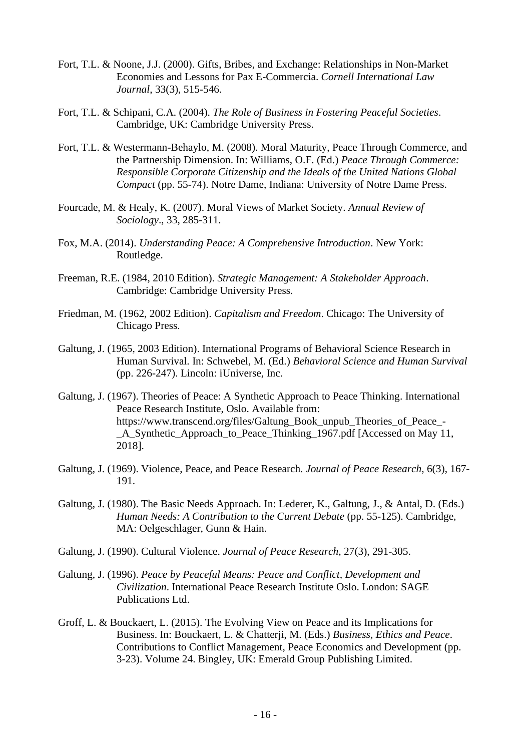Fort, T.L. & Noone, J.J. (2000). Gifts, Bribes, and Exchange: Relationships in Non-Market Economies and Lessons for Pax E-Commercia. *Cornell International Law Journal*, 33(3), 515-546.

Fort, T.L. & Schipani, C.A. (2004). *The Role of Business in Fostering Peaceful Societies*. Cambridge, UK: Cambridge University Press.

Fort, T.L. & Westermann-Behaylo, M. (2008). Moral Maturity, Peace Through Commerce, and the Partnership Dimension. In: Williams, O.F. (Ed.) *Peace Through Commerce: Responsible Corporate Citizenship and the Ideals of the United Nations Global Compact* (pp. 55-74). Notre Dame, Indiana: University of Notre Dame Press.

Fourcade, M. & Healy, K. (2007). Moral Views of Market Society. *Annual Review of Sociology*., 33, 285-311.

Fox, M.A. (2014). *Understanding Peace: A Comprehensive Introduction*. New York: Routledge.

Freeman, R.E. (1984, 2010 Edition). *Strategic Management: A Stakeholder Approach*. Cambridge: Cambridge University Press.

Friedman, M. (1962, 2002 Edition). *Capitalism and Freedom*. Chicago: The University of Chicago Press.

Galtung, J. (1965, 2003 Edition). International Programs of Behavioral Science Research in Human Survival. In: Schwebel, M. (Ed.) *Behavioral Science and Human Survival* (pp. 226-247). Lincoln: iUniverse, Inc.

Galtung, J. (1967). Theories of Peace: A Synthetic Approach to Peace Thinking. International Peace Research Institute, Oslo. Available from: https://www.transcend.org/files/Galtung_Book_unpub_Theories_of_Peace_-_A_Synthetic_Approach_to_Peace_Thinking_1967.pdf [Accessed on May 11, 2018].

Galtung, J. (1969). Violence, Peace, and Peace Research. *Journal of Peace Research*, 6(3), 167-191.

Galtung, J. (1980). The Basic Needs Approach. In: Lederer, K., Galtung, J., & Antal, D. (Eds.) *Human Needs: A Contribution to the Current Debate* (pp. 55-125). Cambridge, MA: Oelgeschlager, Gunn & Hain.

Galtung, J. (1990). Cultural Violence. *Journal of Peace Research*, 27(3), 291-305.

Galtung, J. (1996). *Peace by Peaceful Means: Peace and Conflict, Development and Civilization*. International Peace Research Institute Oslo. London: SAGE Publications Ltd.

Groff, L. & Bouckaert, L. (2015). The Evolving View on Peace and its Implications for Business. In: Bouckaert, L. & Chatterji, M. (Eds.) *Business, Ethics and Peace*. Contributions to Conflict Management, Peace Economics and Development (pp. 3-23). Volume 24. Bingley, UK: Emerald Group Publishing Limited.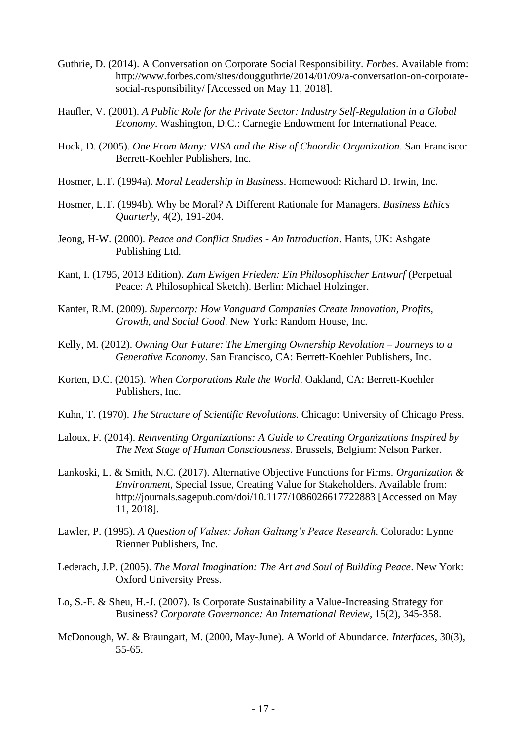Guthrie, D. (2014). A Conversation on Corporate Social Responsibility. *Forbes*. Available from: http://www.forbes.com/sites/dougguthrie/2014/01/09/a-conversation-on-corporate-social-responsibility/ [Accessed on May 11, 2018].

Haufler, V. (2001). *A Public Role for the Private Sector: Industry Self-Regulation in a Global Economy*. Washington, D.C.: Carnegie Endowment for International Peace.

Hock, D. (2005). *One From Many: VISA and the Rise of Chaordic Organization*. San Francisco: Berrett-Koehler Publishers, Inc.

Hosmer, L.T. (1994a). *Moral Leadership in Business*. Homewood: Richard D. Irwin, Inc.

Hosmer, L.T. (1994b). Why be Moral? A Different Rationale for Managers. *Business Ethics Quarterly*, 4(2), 191-204.

Jeong, H-W. (2000). *Peace and Conflict Studies - An Introduction*. Hants, UK: Ashgate Publishing Ltd.

Kant, I. (1795, 2013 Edition). *Zum Ewigen Frieden: Ein Philosophischer Entwurf* (Perpetual Peace: A Philosophical Sketch). Berlin: Michael Holzinger.

Kanter, R.M. (2009). *Supercorp: How Vanguard Companies Create Innovation, Profits, Growth, and Social Good*. New York: Random House, Inc.

Kelly, M. (2012). *Owning Our Future: The Emerging Ownership Revolution – Journeys to a Generative Economy*. San Francisco, CA: Berrett-Koehler Publishers, Inc.

Korten, D.C. (2015). *When Corporations Rule the World*. Oakland, CA: Berrett-Koehler Publishers, Inc.

Kuhn, T. (1970). *The Structure of Scientific Revolutions*. Chicago: University of Chicago Press.

Laloux, F. (2014). *Reinventing Organizations: A Guide to Creating Organizations Inspired by The Next Stage of Human Consciousness*. Brussels, Belgium: Nelson Parker.

Lankoski, L. & Smith, N.C. (2017). Alternative Objective Functions for Firms. *Organization & Environment*, Special Issue, Creating Value for Stakeholders. Available from: http://journals.sagepub.com/doi/10.1177/1086026617722883 [Accessed on May 11, 2018].

Lawler, P. (1995). *A Question of Values: Johan Galtung's Peace Research*. Colorado: Lynne Rienner Publishers, Inc.

Lederach, J.P. (2005). *The Moral Imagination: The Art and Soul of Building Peace*. New York: Oxford University Press.

Lo, S.-F. & Sheu, H.-J. (2007). Is Corporate Sustainability a Value-Increasing Strategy for Business? *Corporate Governance: An International Review*, 15(2), 345-358.

McDonough, W. & Braungart, M. (2000, May-June). A World of Abundance. *Interfaces*, 30(3), 55-65.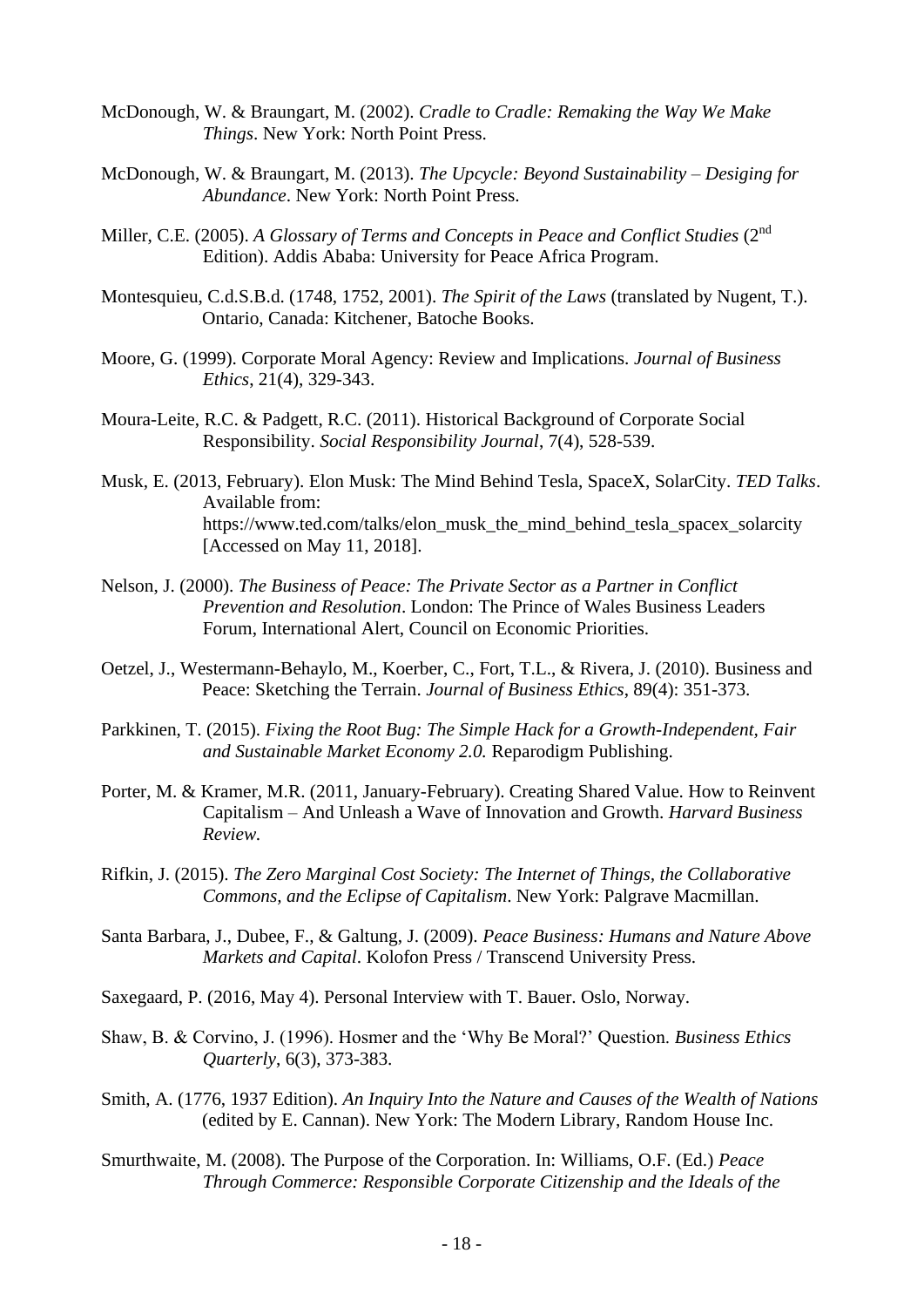McDonough, W. & Braungart, M. (2002). *Cradle to Cradle: Remaking the Way We Make Things*. New York: North Point Press.

McDonough, W. & Braungart, M. (2013). *The Upcycle: Beyond Sustainability – Desiging for Abundance*. New York: North Point Press.

Miller, C.E. (2005). *A Glossary of Terms and Concepts in Peace and Conflict Studies* (2nd Edition). Addis Ababa: University for Peace Africa Program.

Montesquieu, C.d.S.B.d. (1748, 1752, 2001). *The Spirit of the Laws* (translated by Nugent, T.). Ontario, Canada: Kitchener, Batoche Books.

Moore, G. (1999). Corporate Moral Agency: Review and Implications. *Journal of Business Ethics*, 21(4), 329-343.

Moura-Leite, R.C. & Padgett, R.C. (2011). Historical Background of Corporate Social Responsibility. *Social Responsibility Journal*, 7(4), 528-539.

Musk, E. (2013, February). Elon Musk: The Mind Behind Tesla, SpaceX, SolarCity. *TED Talks*. Available from: https://www.ted.com/talks/elon_musk_the_mind_behind_tesla_spacex_solarcity [Accessed on May 11, 2018].

Nelson, J. (2000). *The Business of Peace: The Private Sector as a Partner in Conflict Prevention and Resolution*. London: The Prince of Wales Business Leaders Forum, International Alert, Council on Economic Priorities.

Oetzel, J., Westermann-Behaylo, M., Koerber, C., Fort, T.L., & Rivera, J. (2010). Business and Peace: Sketching the Terrain. *Journal of Business Ethics*, 89(4): 351-373.

Parkkinen, T. (2015). *Fixing the Root Bug: The Simple Hack for a Growth-Independent, Fair and Sustainable Market Economy 2.0.* Reparodigm Publishing.

Porter, M. & Kramer, M.R. (2011, January-February). Creating Shared Value. How to Reinvent Capitalism – And Unleash a Wave of Innovation and Growth. *Harvard Business Review.*

Rifkin, J. (2015). *The Zero Marginal Cost Society: The Internet of Things, the Collaborative Commons, and the Eclipse of Capitalism*. New York: Palgrave Macmillan.

Santa Barbara, J., Dubee, F., & Galtung, J. (2009). *Peace Business: Humans and Nature Above Markets and Capital*. Kolofon Press / Transcend University Press.

Saxegaard, P. (2016, May 4). Personal Interview with T. Bauer. Oslo, Norway.

Shaw, B. & Corvino, J. (1996). Hosmer and the 'Why Be Moral?' Question. *Business Ethics Quarterly*, 6(3), 373-383.

Smith, A. (1776, 1937 Edition). *An Inquiry Into the Nature and Causes of the Wealth of Nations* (edited by E. Cannan). New York: The Modern Library, Random House Inc.

Smurthwaite, M. (2008). The Purpose of the Corporation. In: Williams, O.F. (Ed.) *Peace Through Commerce: Responsible Corporate Citizenship and the Ideals of the*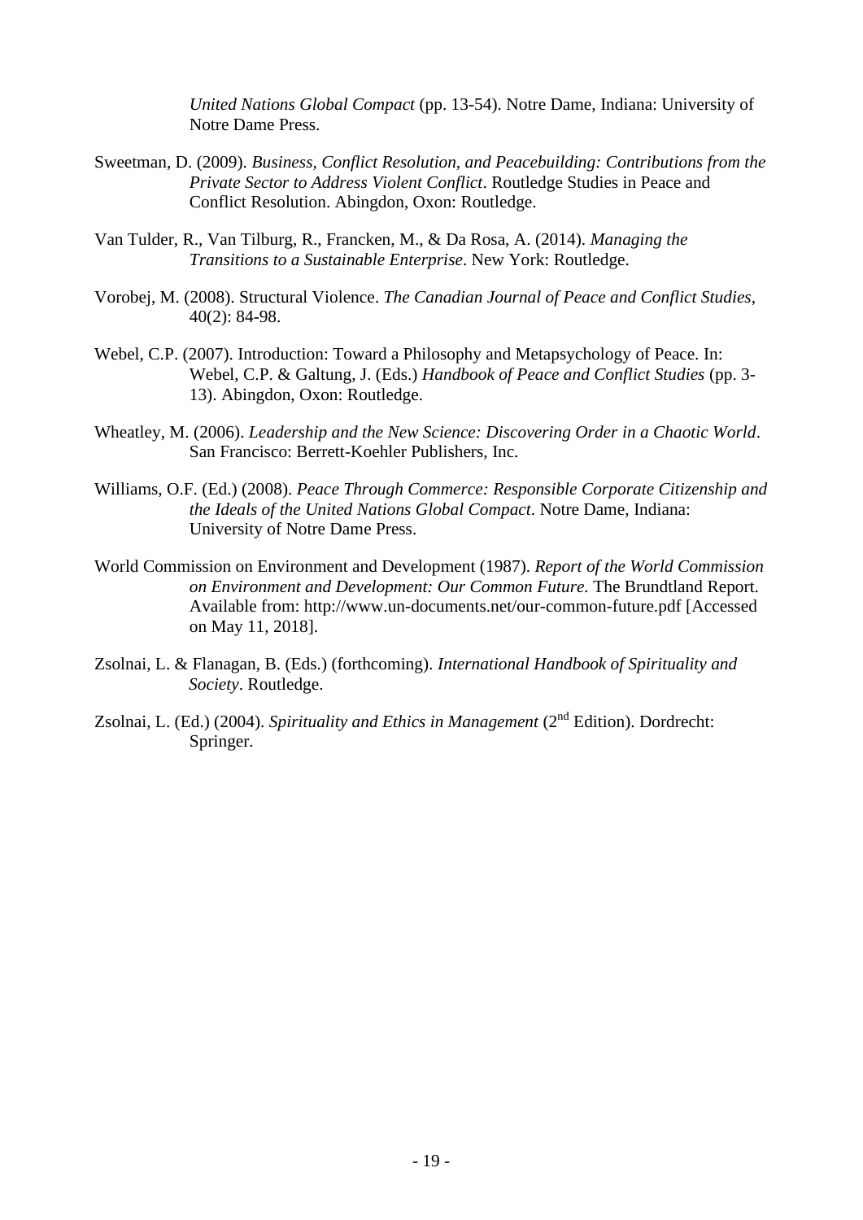*United Nations Global Compact* (pp. 13-54). Notre Dame, Indiana: University of Notre Dame Press.

Sweetman, D. (2009). *Business, Conflict Resolution, and Peacebuilding: Contributions from the Private Sector to Address Violent Conflict*. Routledge Studies in Peace and Conflict Resolution. Abingdon, Oxon: Routledge.

Van Tulder, R., Van Tilburg, R., Francken, M., & Da Rosa, A. (2014). *Managing the Transitions to a Sustainable Enterprise*. New York: Routledge.

Vorobej, M. (2008). Structural Violence. *The Canadian Journal of Peace and Conflict Studies*, 40(2): 84-98.

Webel, C.P. (2007). Introduction: Toward a Philosophy and Metapsychology of Peace. In: Webel, C.P. & Galtung, J. (Eds.) *Handbook of Peace and Conflict Studies* (pp. 3-13). Abingdon, Oxon: Routledge.

Wheatley, M. (2006). *Leadership and the New Science: Discovering Order in a Chaotic World*. San Francisco: Berrett-Koehler Publishers, Inc.

Williams, O.F. (Ed.) (2008). *Peace Through Commerce: Responsible Corporate Citizenship and the Ideals of the United Nations Global Compact*. Notre Dame, Indiana: University of Notre Dame Press.

World Commission on Environment and Development (1987). *Report of the World Commission on Environment and Development: Our Common Future.* The Brundtland Report. Available from: http://www.un-documents.net/our-common-future.pdf [Accessed on May 11, 2018].

Zsolnai, L. & Flanagan, B. (Eds.) (forthcoming). *International Handbook of Spirituality and Society*. Routledge.

Zsolnai, L. (Ed.) (2004). *Spirituality and Ethics in Management* (2nd Edition). Dordrecht: Springer.